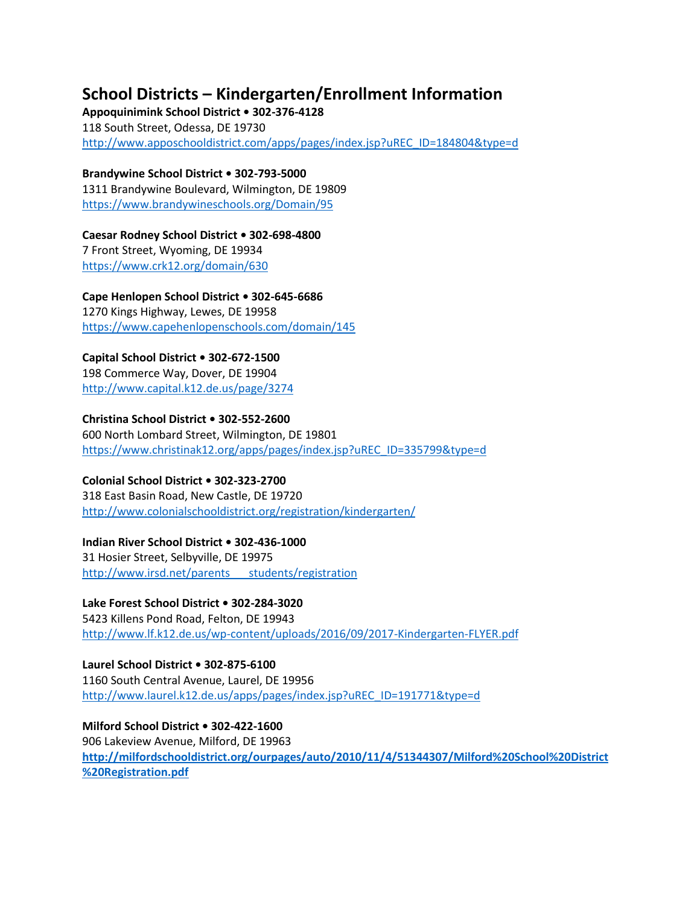# School Districts – Kindergarten/Enrollment Information

**Appoquinimink School District • 302-376-4128**
118 South Street, Odessa, DE 19730
http://www.apposchooldistrict.com/apps/pages/index.jsp?uREC_ID=184804&type=d

**Brandywine School District • 302-793-5000**
1311 Brandywine Boulevard, Wilmington, DE 19809
https://www.brandywineschools.org/Domain/95

**Caesar Rodney School District • 302-698-4800**
7 Front Street, Wyoming, DE 19934
https://www.crk12.org/domain/630

**Cape Henlopen School District • 302-645-6686**
1270 Kings Highway, Lewes, DE 19958
https://www.capehenlopenschools.com/domain/145

**Capital School District • 302-672-1500**
198 Commerce Way, Dover, DE 19904
http://www.capital.k12.de.us/page/3274

**Christina School District • 302-552-2600**
600 North Lombard Street, Wilmington, DE 19801
https://www.christinak12.org/apps/pages/index.jsp?uREC_ID=335799&type=d

**Colonial School District • 302-323-2700**
318 East Basin Road, New Castle, DE 19720
http://www.colonialschooldistrict.org/registration/kindergarten/

**Indian River School District • 302-436-1000**
31 Hosier Street, Selbyville, DE 19975
http://www.irsd.net/parents___students/registration

**Lake Forest School District • 302-284-3020**
5423 Killens Pond Road, Felton, DE 19943
http://www.lf.k12.de.us/wp-content/uploads/2016/09/2017-Kindergarten-FLYER.pdf

**Laurel School District • 302-875-6100**
1160 South Central Avenue, Laurel, DE 19956
http://www.laurel.k12.de.us/apps/pages/index.jsp?uREC_ID=191771&type=d

**Milford School District • 302-422-1600**
906 Lakeview Avenue, Milford, DE 19963
**http://milfordschooldistrict.org/ourpages/auto/2010/11/4/51344307/Milford%20School%20District%20Registration.pdf**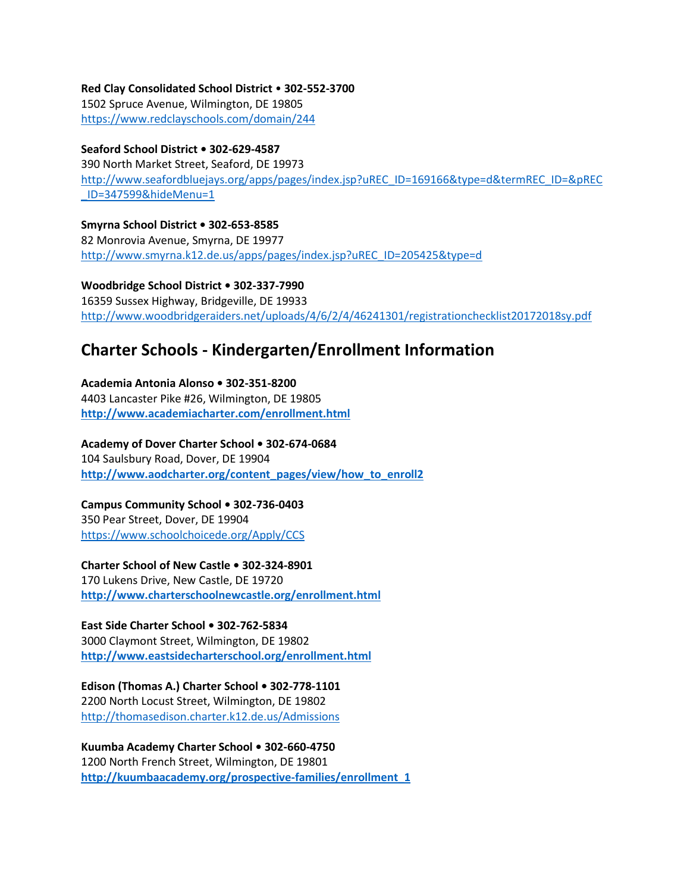**Red Clay Consolidated School District • 302-552-3700**
1502 Spruce Avenue, Wilmington, DE 19805
https://www.redclayschools.com/domain/244

**Seaford School District • 302-629-4587**
390 North Market Street, Seaford, DE 19973
http://www.seafordbluejays.org/apps/pages/index.jsp?uREC_ID=169166&type=d&termREC_ID=&pREC_ID=347599&hideMenu=1

**Smyrna School District • 302-653-8585**
82 Monrovia Avenue, Smyrna, DE 19977
http://www.smyrna.k12.de.us/apps/pages/index.jsp?uREC_ID=205425&type=d

**Woodbridge School District • 302-337-7990**
16359 Sussex Highway, Bridgeville, DE 19933
http://www.woodbridgeraiders.net/uploads/4/6/2/4/46241301/registrationchecklist20172018sy.pdf

## Charter Schools - Kindergarten/Enrollment Information

**Academia Antonia Alonso • 302-351-8200**
4403 Lancaster Pike #26, Wilmington, DE 19805
**http://www.academiacharter.com/enrollment.html**

**Academy of Dover Charter School • 302-674-0684**
104 Saulsbury Road, Dover, DE 19904
**http://www.aodcharter.org/content_pages/view/how_to_enroll2**

**Campus Community School • 302-736-0403**
350 Pear Street, Dover, DE 19904
https://www.schoolchoicede.org/Apply/CCS

**Charter School of New Castle • 302-324-8901**
170 Lukens Drive, New Castle, DE 19720
**http://www.charterschoolnewcastle.org/enrollment.html**

**East Side Charter School • 302-762-5834**
3000 Claymont Street, Wilmington, DE 19802
**http://www.eastsidecharterschool.org/enrollment.html**

**Edison (Thomas A.) Charter School • 302-778-1101**
2200 North Locust Street, Wilmington, DE 19802
http://thomasedison.charter.k12.de.us/Admissions

**Kuumba Academy Charter School • 302-660-4750**
1200 North French Street, Wilmington, DE 19801
**http://kuumbaacademy.org/prospective-families/enrollment_1**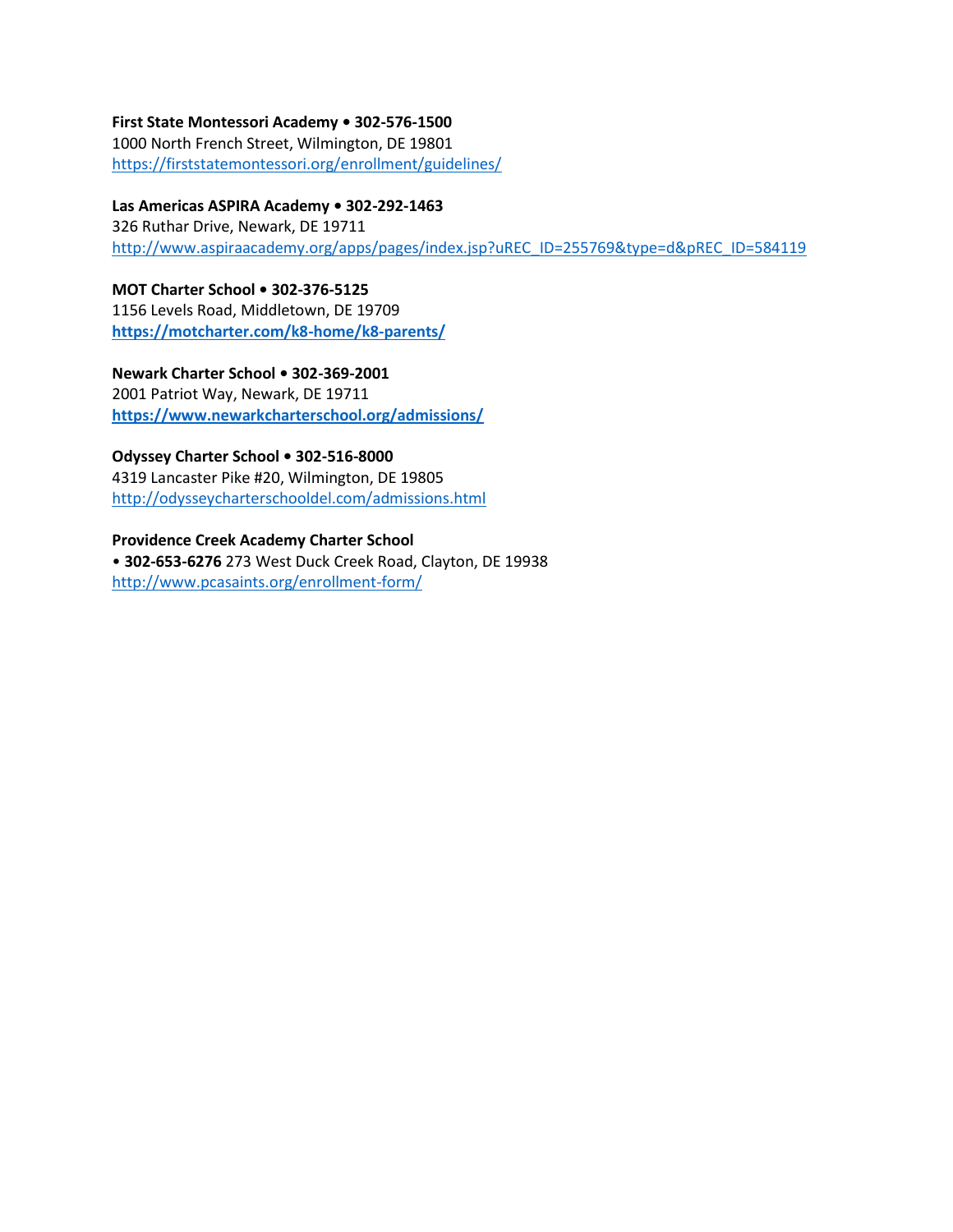**First State Montessori Academy • 302-576-1500**
1000 North French Street, Wilmington, DE 19801
https://firststatemontessori.org/enrollment/guidelines/

**Las Americas ASPIRA Academy • 302-292-1463**
326 Ruthar Drive, Newark, DE 19711
http://www.aspiraacademy.org/apps/pages/index.jsp?uREC_ID=255769&type=d&pREC_ID=584119

**MOT Charter School • 302-376-5125**
1156 Levels Road, Middletown, DE 19709
**https://motcharter.com/k8-home/k8-parents/**

**Newark Charter School • 302-369-2001**
2001 Patriot Way, Newark, DE 19711
**https://www.newarkcharterschool.org/admissions/**

**Odyssey Charter School • 302-516-8000**
4319 Lancaster Pike #20, Wilmington, DE 19805
http://odysseycharterschooldel.com/admissions.html

**Providence Creek Academy Charter School**
• **302-653-6276** 273 West Duck Creek Road, Clayton, DE 19938
http://www.pcasaints.org/enrollment-form/